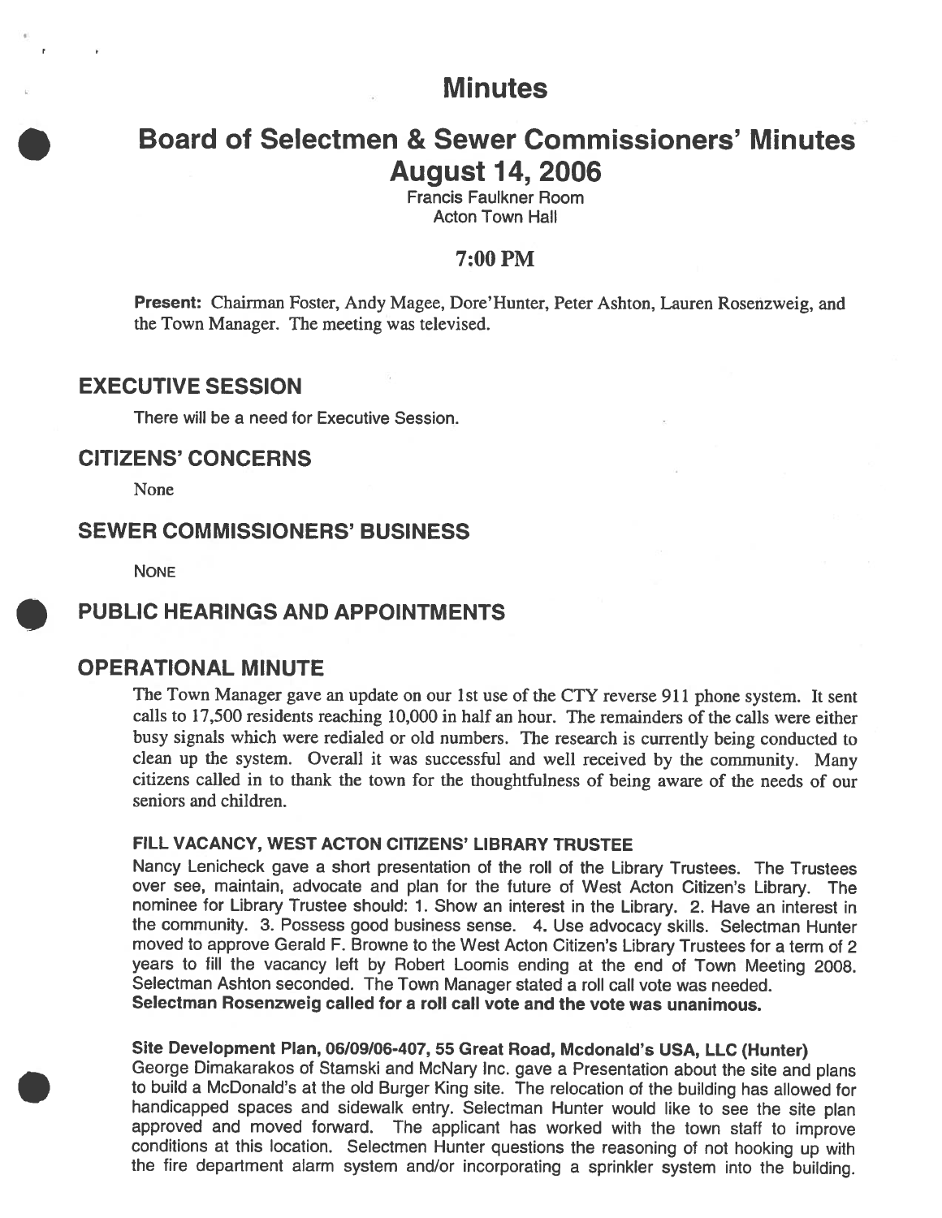# Minutes

# Board of Selectmen & Sewer Commissioners' Minutes August 14, 2006

Francis Faulkner Room
Acton Town Hall

## 7:00 PM

**Present:** Chairman Foster, Andy Magee, Dore'Hunter, Peter Ashton, Lauren Rosenzweig, and the Town Manager. The meeting was televised.

## EXECUTIVE SESSION

There will be a need for Executive Session.

## CITIZENS' CONCERNS

None

## SEWER COMMISSIONERS' BUSINESS

NONE

## PUBLIC HEARINGS AND APPOINTMENTS

## OPERATIONAL MINUTE

The Town Manager gave an update on our 1st use of the CTY reverse 911 phone system. It sent calls to 17,500 residents reaching 10,000 in half an hour. The remainders of the calls were either busy signals which were redialed or old numbers. The research is currently being conducted to clean up the system. Overall it was successful and well received by the community. Many citizens called in to thank the town for the thoughtfulness of being aware of the needs of our seniors and children.

### FILL VACANCY, WEST ACTON CITIZENS' LIBRARY TRUSTEE

Nancy Lenicheck gave a short presentation of the roll of the Library Trustees. The Trustees over see, maintain, advocate and plan for the future of West Acton Citizen's Library. The nominee for Library Trustee should: 1. Show an interest in the Library. 2. Have an interest in the community. 3. Possess good business sense. 4. Use advocacy skills. Selectman Hunter moved to approve Gerald F. Browne to the West Acton Citizen's Library Trustees for a term of 2 years to fill the vacancy left by Robert Loomis ending at the end of Town Meeting 2008. Selectman Ashton seconded. The Town Manager stated a roll call vote was needed.
**Selectman Rosenzweig called for a roll call vote and the vote was unanimous.**

### Site Development Plan, 06/09/06-407, 55 Great Road, Mcdonald's USA, LLC (Hunter)

George Dimakarakos of Stamski and McNary Inc. gave a Presentation about the site and plans to build a McDonald's at the old Burger King site. The relocation of the building has allowed for handicapped spaces and sidewalk entry. Selectman Hunter would like to see the site plan approved and moved forward. The applicant has worked with the town staff to improve conditions at this location. Selectmen Hunter questions the reasoning of not hooking up with the fire department alarm system and/or incorporating a sprinkler system into the building.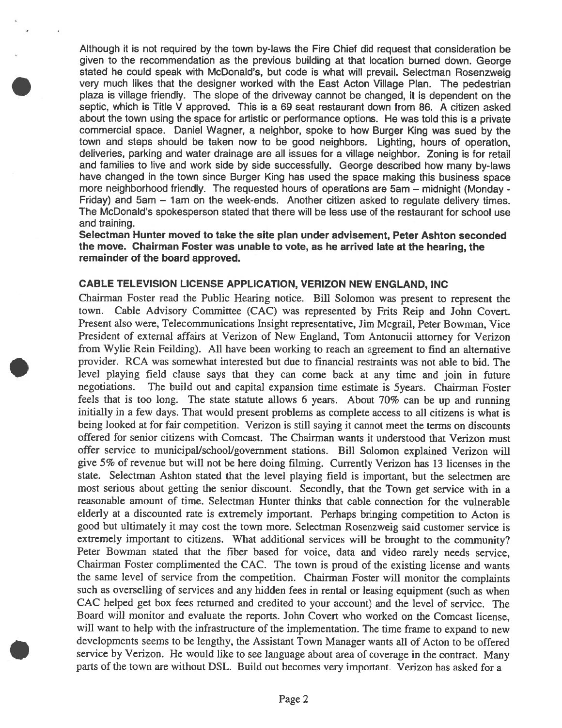Although it is not required by the town by-laws the Fire Chief did request that consideration be given to the recommendation as the previous building at that location burned down. George stated he could speak with McDonald's, but code is what will prevail. Selectman Rosenzweig very much likes that the designer worked with the East Acton Village Plan. The pedestrian plaza is village friendly. The slope of the driveway cannot be changed, it is dependent on the septic, which is Title V approved. This is a 69 seat restaurant down from 86. A citizen asked about the town using the space for artistic or performance options. He was told this is a private commercial space. Daniel Wagner, a neighbor, spoke to how Burger King was sued by the town and steps should be taken now to be good neighbors. Lighting, hours of operation, deliveries, parking and water drainage are all issues for a village neighbor. Zoning is for retail and families to live and work side by side successfully. George described how many by-laws have changed in the town since Burger King has used the space making this business space more neighborhood friendly. The requested hours of operations are 5am – midnight (Monday - Friday) and 5am – 1am on the week-ends. Another citizen asked to regulate delivery times. The McDonald's spokesperson stated that there will be less use of the restaurant for school use and training.

**Selectman Hunter moved to take the site plan under advisement, Peter Ashton seconded the move. Chairman Foster was unable to vote, as he arrived late at the hearing, the remainder of the board approved.**

**CABLE TELEVISION LICENSE APPLICATION, VERIZON NEW ENGLAND, INC**

Chairman Foster read the Public Hearing notice. Bill Solomon was present to represent the town. Cable Advisory Committee (CAC) was represented by Frits Reip and John Covert. Present also were, Telecommunications Insight representative, Jim Mcgrail, Peter Bowman, Vice President of external affairs at Verizon of New England, Tom Antonucii attorney for Verizon from Wylie Rein Feilding). All have been working to reach an agreement to find an alternative provider. RCA was somewhat interested but due to financial restraints was not able to bid. The level playing field clause says that they can come back at any time and join in future negotiations. The build out and capital expansion time estimate is 5years. Chairman Foster feels that is too long. The state statute allows 6 years. About 70% can be up and running initially in a few days. That would present problems as complete access to all citizens is what is being looked at for fair competition. Verizon is still saying it cannot meet the terms on discounts offered for senior citizens with Comcast. The Chairman wants it understood that Verizon must offer service to municipal/school/government stations. Bill Solomon explained Verizon will give 5% of revenue but will not be here doing filming. Currently Verizon has 13 licenses in the state. Selectman Ashton stated that the level playing field is important, but the selectmen are most serious about getting the senior discount. Secondly, that the Town get service with in a reasonable amount of time. Selectman Hunter thinks that cable connection for the vulnerable elderly at a discounted rate is extremely important. Perhaps bringing competition to Acton is good but ultimately it may cost the town more. Selectman Rosenzweig said customer service is extremely important to citizens. What additional services will be brought to the community? Peter Bowman stated that the fiber based for voice, data and video rarely needs service, Chairman Foster complimented the CAC. The town is proud of the existing license and wants the same level of service from the competition. Chairman Foster will monitor the complaints such as overselling of services and any hidden fees in rental or leasing equipment (such as when CAC helped get box fees returned and credited to your account) and the level of service. The Board will monitor and evaluate the reports. John Covert who worked on the Comcast license, will want to help with the infrastructure of the implementation. The time frame to expand to new developments seems to be lengthy, the Assistant Town Manager wants all of Acton to be offered service by Verizon. He would like to see language about area of coverage in the contract. Many parts of the town are without DSL. Build out becomes very important. Verizon has asked for a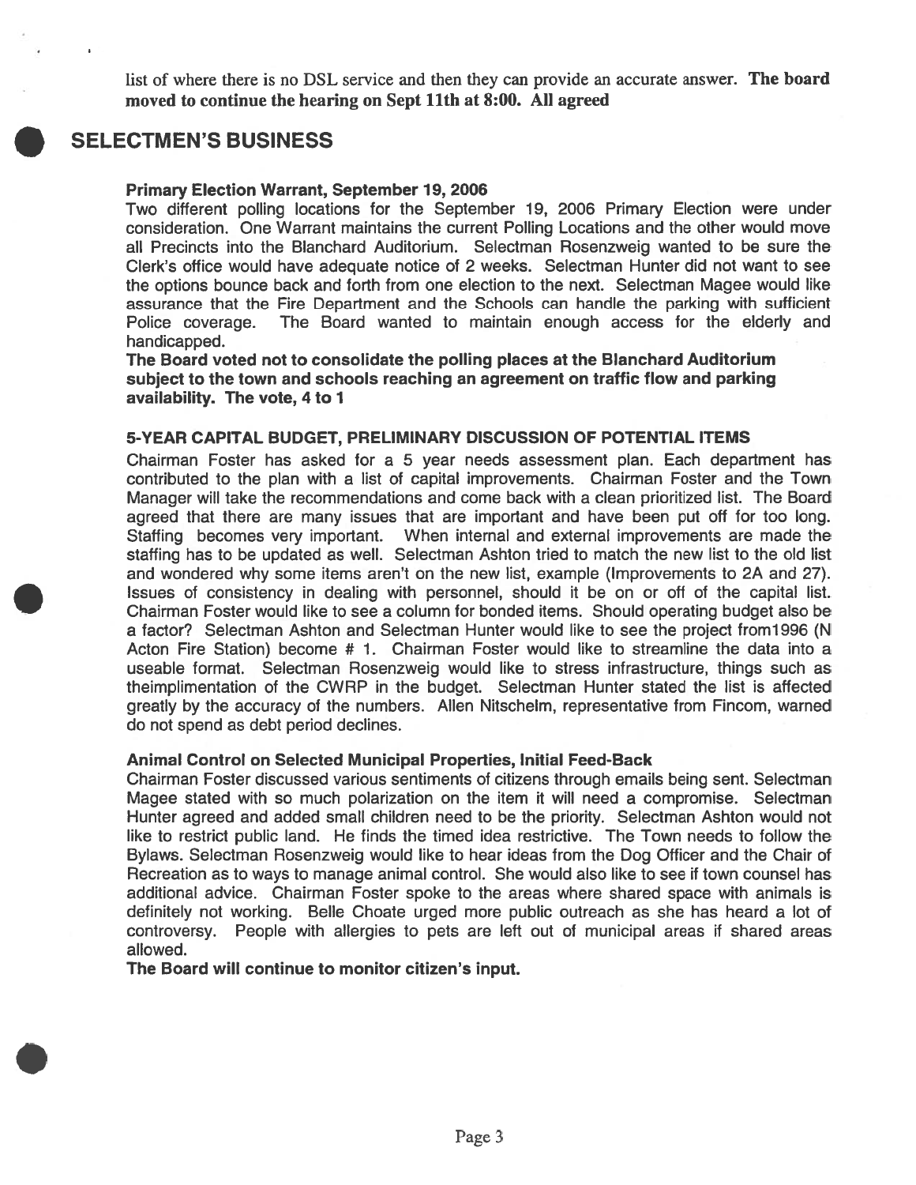list of where there is no DSL service and then they can provide an accurate answer. **The board moved to continue the hearing on Sept 11th at 8:00. All agreed**

## SELECTMEN'S BUSINESS

### Primary Election Warrant, September 19, 2006

Two different polling locations for the September 19, 2006 Primary Election were under consideration. One Warrant maintains the current Polling Locations and the other would move all Precincts into the Blanchard Auditorium. Selectman Rosenzweig wanted to be sure the Clerk's office would have adequate notice of 2 weeks. Selectman Hunter did not want to see the options bounce back and forth from one election to the next. Selectman Magee would like assurance that the Fire Department and the Schools can handle the parking with sufficient Police coverage. The Board wanted to maintain enough access for the elderly and handicapped.

**The Board voted not to consolidate the polling places at the Blanchard Auditorium subject to the town and schools reaching an agreement on traffic flow and parking availability. The vote, 4 to 1**

### 5-YEAR CAPITAL BUDGET, PRELIMINARY DISCUSSION OF POTENTIAL ITEMS

Chairman Foster has asked for a 5 year needs assessment plan. Each department has contributed to the plan with a list of capital improvements. Chairman Foster and the Town Manager will take the recommendations and come back with a clean prioritized list. The Board agreed that there are many issues that are important and have been put off for too long. Staffing becomes very important. When internal and external improvements are made the staffing has to be updated as well. Selectman Ashton tried to match the new list to the old list and wondered why some items aren't on the new list, example (Improvements to 2A and 27). Issues of consistency in dealing with personnel, should it be on or off of the capital list. Chairman Foster would like to see a column for bonded items. Should operating budget also be a factor? Selectman Ashton and Selectman Hunter would like to see the project from1996 (N Acton Fire Station) become # 1. Chairman Foster would like to streamline the data into a useable format. Selectman Rosenzweig would like to stress infrastructure, things such as theimplimentation of the CWRP in the budget. Selectman Hunter stated the list is affected greatly by the accuracy of the numbers. Allen Nitschelm, representative from Fincom, warned do not spend as debt period declines.

### Animal Control on Selected Municipal Properties, Initial Feed-Back

Chairman Foster discussed various sentiments of citizens through emails being sent. Selectman Magee stated with so much polarization on the item it will need a compromise. Selectman Hunter agreed and added small children need to be the priority. Selectman Ashton would not like to restrict public land. He finds the timed idea restrictive. The Town needs to follow the Bylaws. Selectman Rosenzweig would like to hear ideas from the Dog Officer and the Chair of Recreation as to ways to manage animal control. She would also like to see if town counsel has additional advice. Chairman Foster spoke to the areas where shared space with animals is definitely not working. Belle Choate urged more public outreach as she has heard a lot of controversy. People with allergies to pets are left out of municipal areas if shared areas allowed.

**The Board will continue to monitor citizen's input.**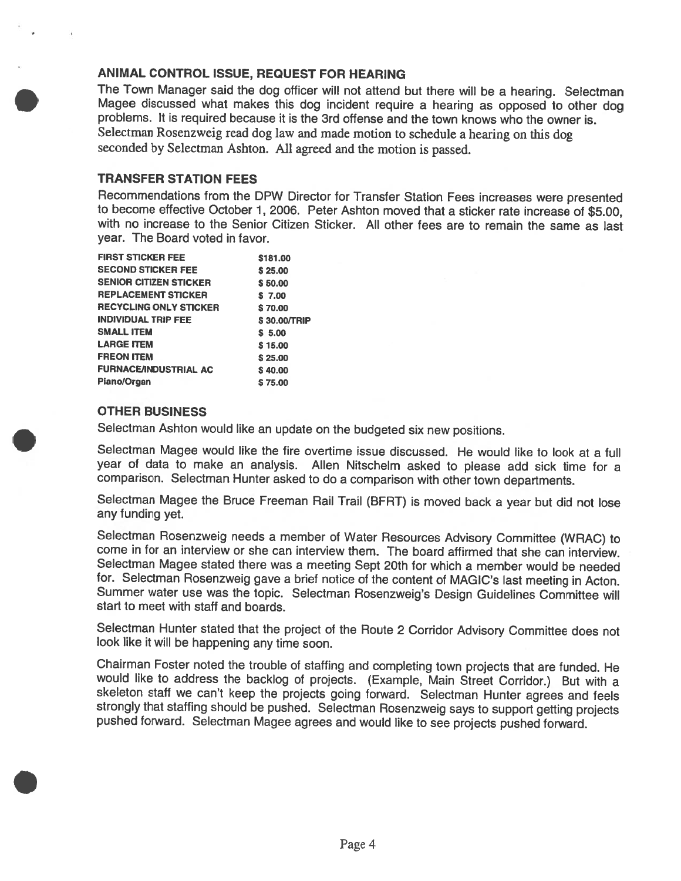## ANIMAL CONTROL ISSUE, REQUEST FOR HEARING

The Town Manager said the dog officer will not attend but there will be a hearing. Selectman Magee discussed what makes this dog incident require a hearing as opposed to other dog problems. It is required because it is the 3rd offense and the town knows who the owner is. Selectman Rosenzweig read dog law and made motion to schedule a hearing on this dog seconded by Selectman Ashton. All agreed and the motion is passed.

## TRANSFER STATION FEES

Recommendations from the DPW Director for Transfer Station Fees increases were presented to become effective October 1, 2006. Peter Ashton moved that a sticker rate increase of $5.00, with no increase to the Senior Citizen Sticker. All other fees are to remain the same as last year. The Board voted in favor.

| | |
|---|---|
| FIRST STICKER FEE | $181.00 |
| SECOND STICKER FEE | $ 25.00 |
| SENIOR CITIZEN STICKER | $ 50.00 |
| REPLACEMENT STICKER | $ 7.00 |
| RECYCLING ONLY STICKER | $ 70.00 |
| INDIVIDUAL TRIP FEE | $ 30.00/TRIP |
| SMALL ITEM | $ 5.00 |
| LARGE ITEM | $ 15.00 |
| FREON ITEM | $ 25.00 |
| FURNACE/INDUSTRIAL AC | $ 40.00 |
| Piano/Organ | $ 75.00 |

## OTHER BUSINESS

Selectman Ashton would like an update on the budgeted six new positions.

Selectman Magee would like the fire overtime issue discussed. He would like to look at a full year of data to make an analysis. Allen Nitschelm asked to please add sick time for a comparison. Selectman Hunter asked to do a comparison with other town departments.

Selectman Magee the Bruce Freeman Rail Trail (BFRT) is moved back a year but did not lose any funding yet.

Selectman Rosenzweig needs a member of Water Resources Advisory Committee (WRAC) to come in for an interview or she can interview them. The board affirmed that she can interview. Selectman Magee stated there was a meeting Sept 20th for which a member would be needed for. Selectman Rosenzweig gave a brief notice of the content of MAGIC's last meeting in Acton. Summer water use was the topic. Selectman Rosenzweig's Design Guidelines Committee will start to meet with staff and boards.

Selectman Hunter stated that the project of the Route 2 Corridor Advisory Committee does not look like it will be happening any time soon.

Chairman Foster noted the trouble of staffing and completing town projects that are funded. He would like to address the backlog of projects. (Example, Main Street Corridor.) But with a skeleton staff we can't keep the projects going forward. Selectman Hunter agrees and feels strongly that staffing should be pushed. Selectman Rosenzweig says to support getting projects pushed forward. Selectman Magee agrees and would like to see projects pushed forward.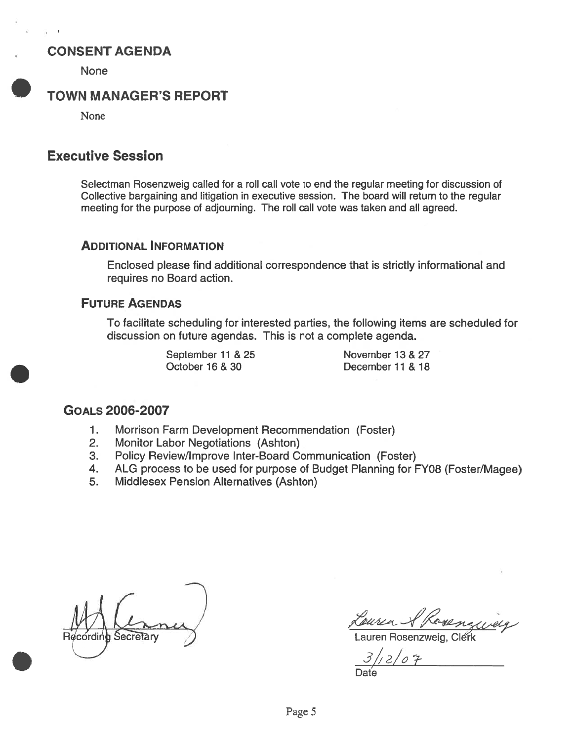## CONSENT AGENDA

None

## TOWN MANAGER'S REPORT

None

## Executive Session

Selectman Rosenzweig called for a roll call vote to end the regular meeting for discussion of Collective bargaining and litigation in executive session. The board will return to the regular meeting for the purpose of adjourning. The roll call vote was taken and all agreed.

### ADDITIONAL INFORMATION

Enclosed please find additional correspondence that is strictly informational and requires no Board action.

### FUTURE AGENDAS

To facilitate scheduling for interested parties, the following items are scheduled for discussion on future agendas. This is not a complete agenda.

| | |
|---|---|
| September 11 & 25 | November 13 & 27 |
| October 16 & 30 | December 11 & 18 |

## GOALS 2006-2007

1. Morrison Farm Development Recommendation (Foster)
2. Monitor Labor Negotiations (Ashton)
3. Policy Review/Improve Inter-Board Communication (Foster)
4. ALG process to be used for purpose of Budget Planning for FY08 (Foster/Magee)
5. Middlesex Pension Alternatives (Ashton)

Recording Secretary

Lauren Rosenzweig, Clerk

3/12/07
Date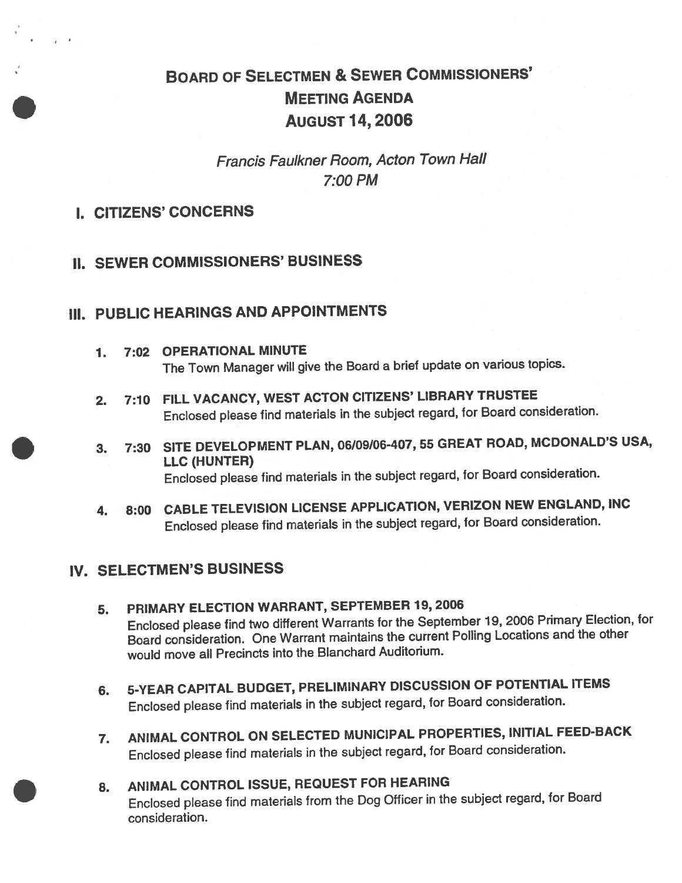# BOARD OF SELECTMEN & SEWER COMMISSIONERS' MEETING AGENDA AUGUST 14, 2006

*Francis Faulkner Room, Acton Town Hall*
*7:00 PM*

## I. CITIZENS' CONCERNS

## II. SEWER COMMISSIONERS' BUSINESS

## III. PUBLIC HEARINGS AND APPOINTMENTS

1. **7:02 OPERATIONAL MINUTE**
   The Town Manager will give the Board a brief update on various topics.

2. **7:10 FILL VACANCY, WEST ACTON CITIZENS' LIBRARY TRUSTEE**
   Enclosed please find materials in the subject regard, for Board consideration.

3. **7:30 SITE DEVELOPMENT PLAN, 06/09/06-407, 55 GREAT ROAD, MCDONALD'S USA, LLC (HUNTER)**
   Enclosed please find materials in the subject regard, for Board consideration.

4. **8:00 CABLE TELEVISION LICENSE APPLICATION, VERIZON NEW ENGLAND, INC**
   Enclosed please find materials in the subject regard, for Board consideration.

## IV. SELECTMEN'S BUSINESS

5. **PRIMARY ELECTION WARRANT, SEPTEMBER 19, 2006**
   Enclosed please find two different Warrants for the September 19, 2006 Primary Election, for Board consideration. One Warrant maintains the current Polling Locations and the other would move all Precincts into the Blanchard Auditorium.

6. **5-YEAR CAPITAL BUDGET, PRELIMINARY DISCUSSION OF POTENTIAL ITEMS**
   Enclosed please find materials in the subject regard, for Board consideration.

7. **ANIMAL CONTROL ON SELECTED MUNICIPAL PROPERTIES, INITIAL FEED-BACK**
   Enclosed please find materials in the subject regard, for Board consideration.

8. **ANIMAL CONTROL ISSUE, REQUEST FOR HEARING**
   Enclosed please find materials from the Dog Officer in the subject regard, for Board consideration.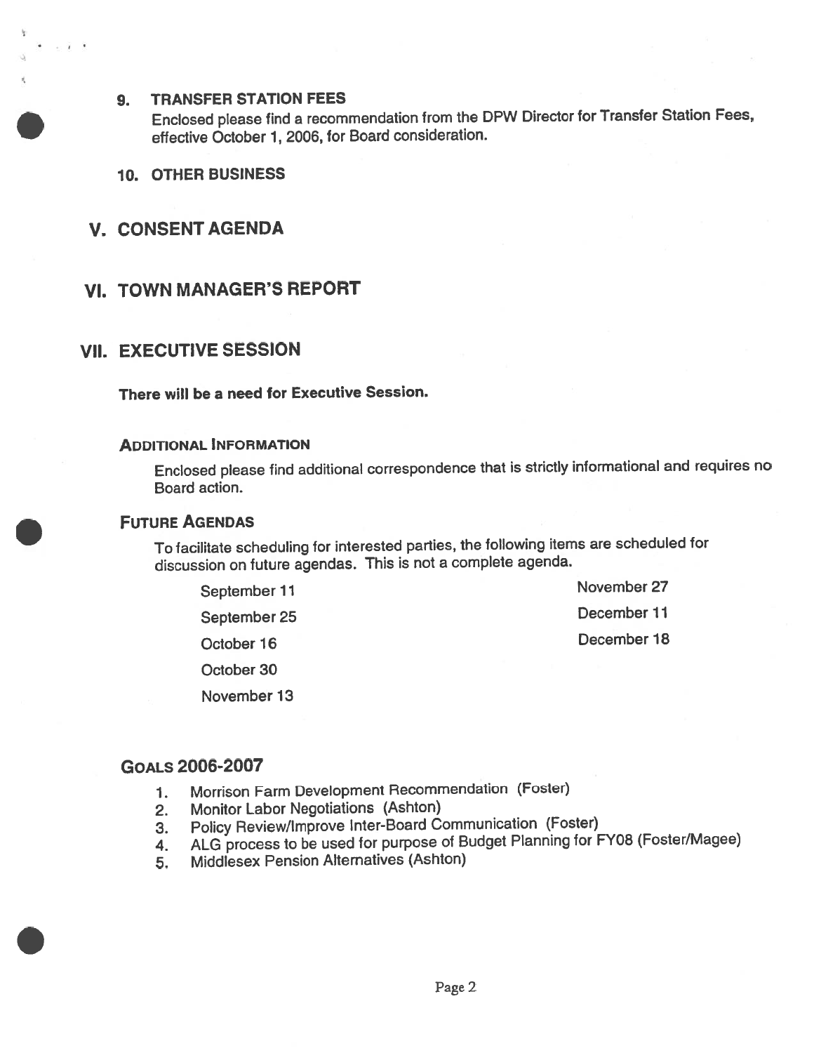**9. TRANSFER STATION FEES**

Enclosed please find a recommendation from the DPW Director for Transfer Station Fees, effective October 1, 2006, for Board consideration.

**10. OTHER BUSINESS**

## V. CONSENT AGENDA

## VI. TOWN MANAGER'S REPORT

## VII. EXECUTIVE SESSION

**There will be a need for Executive Session.**

### ADDITIONAL INFORMATION

Enclosed please find additional correspondence that is strictly informational and requires no Board action.

### FUTURE AGENDAS

To facilitate scheduling for interested parties, the following items are scheduled for discussion on future agendas. This is not a complete agenda.

September 11

September 25

October 16

October 30

November 13

November 27

December 11

December 18

### GOALS 2006-2007

1. Morrison Farm Development Recommendation (Foster)
2. Monitor Labor Negotiations (Ashton)
3. Policy Review/Improve Inter-Board Communication (Foster)
4. ALG process to be used for purpose of Budget Planning for FY08 (Foster/Magee)
5. Middlesex Pension Alternatives (Ashton)